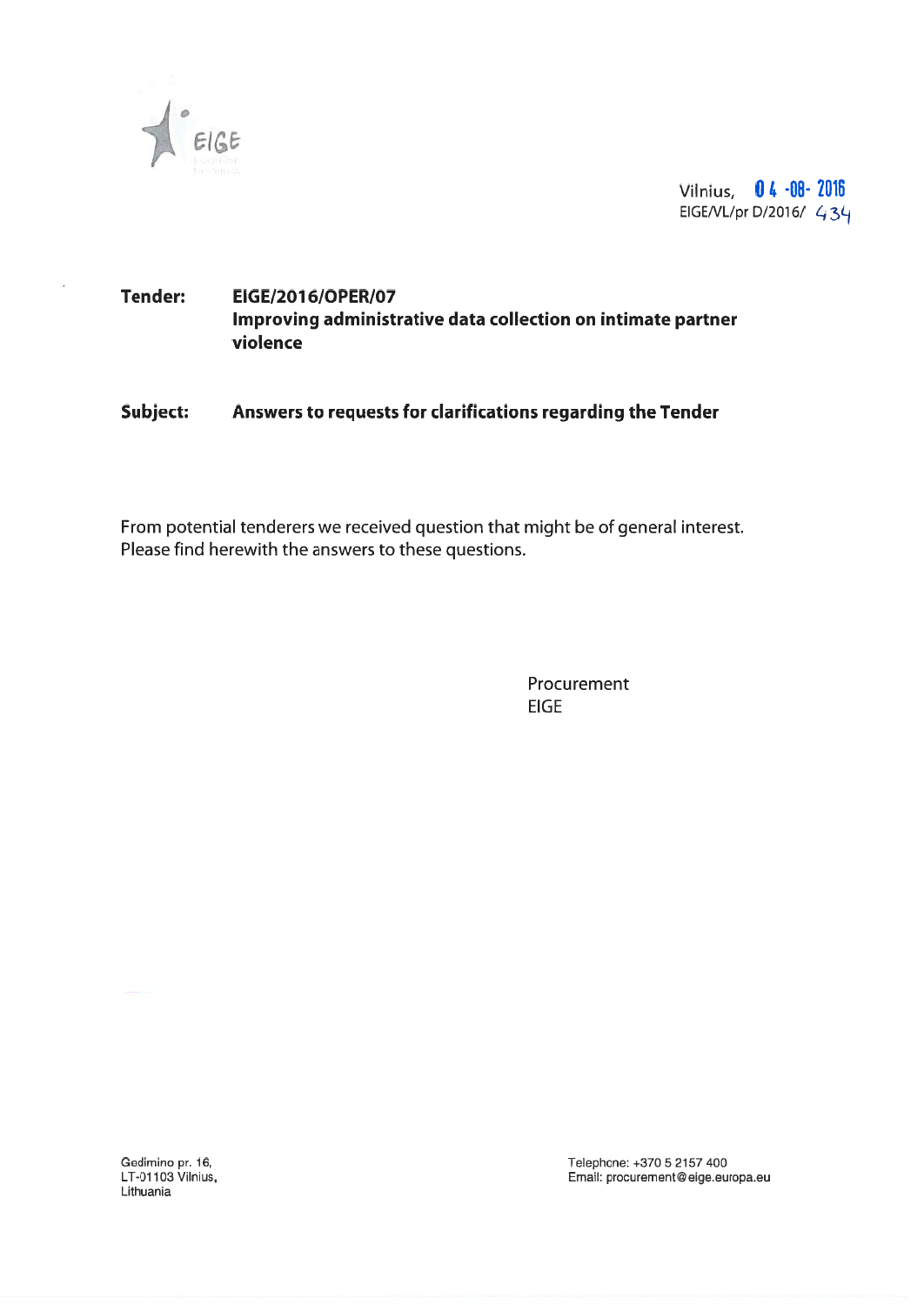EIGE

Vilnius, 04-08-2016
EIGE/VL/pr D/2016/ 434

**Tender:** **EIGE/2016/OPER/07**
**Improving administrative data collection on intimate partner violence**

**Subject:** **Answers to requests for clarifications regarding the Tender**

From potential tenderers we received question that might be of general interest. Please find herewith the answers to these questions.

Procurement
EIGE

Gedimino pr. 16,
LT-01103 Vilnius,
Lithuania

Telephone: +370 5 2157 400
Email: procurement@eige.europa.eu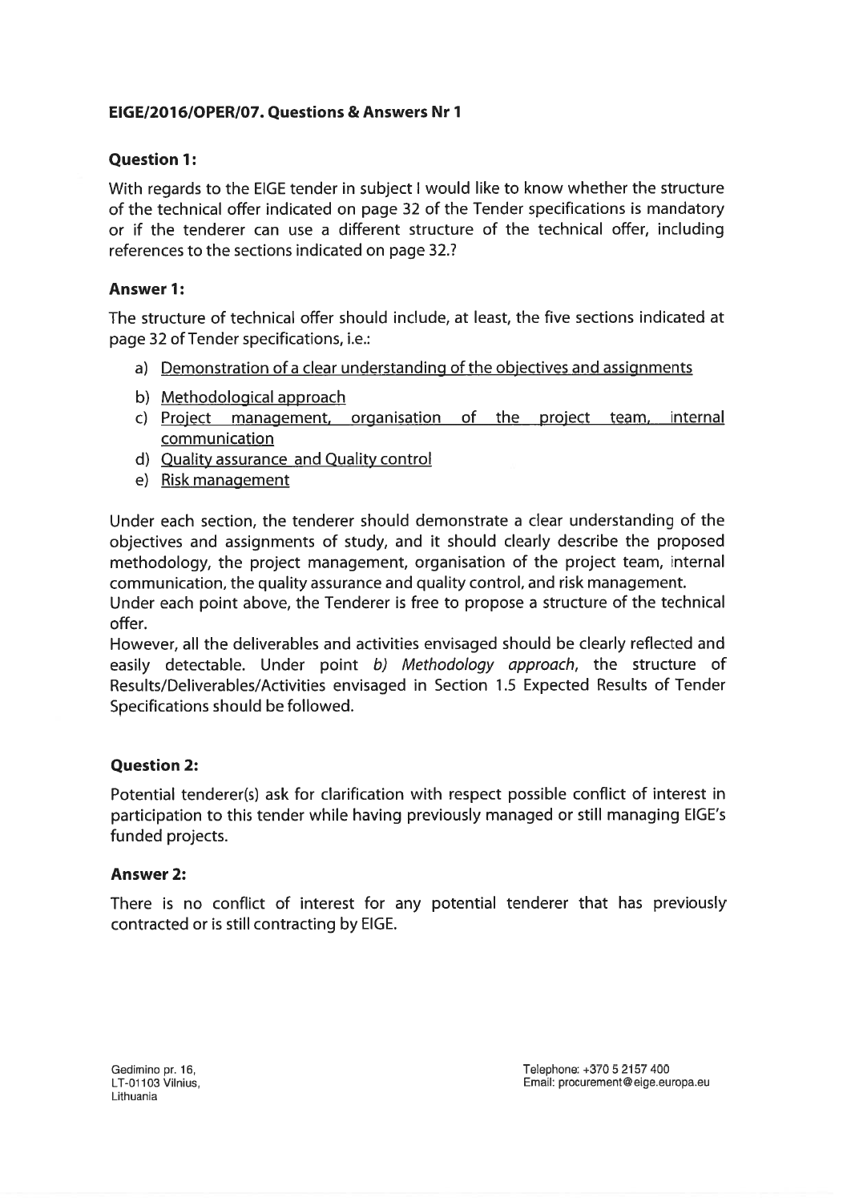**EIGE/2016/OPER/07. Questions & Answers Nr 1**

**Question 1:**

With regards to the EIGE tender in subject I would like to know whether the structure of the technical offer indicated on page 32 of the Tender specifications is mandatory or if the tenderer can use a different structure of the technical offer, including references to the sections indicated on page 32.?

**Answer 1:**

The structure of technical offer should include, at least, the five sections indicated at page 32 of Tender specifications, i.e.:

a) <u>Demonstration of a clear understanding of the objectives and assignments</u>
b) <u>Methodological approach</u>
c) <u>Project management, organisation of the project team, internal communication</u>
d) <u>Quality assurance and Quality control</u>
e) <u>Risk management</u>

Under each section, the tenderer should demonstrate a clear understanding of the objectives and assignments of study, and it should clearly describe the proposed methodology, the project management, organisation of the project team, internal communication, the quality assurance and quality control, and risk management.

Under each point above, the Tenderer is free to propose a structure of the technical offer.

However, all the deliverables and activities envisaged should be clearly reflected and easily detectable. Under point *b) Methodology approach*, the structure of Results/Deliverables/Activities envisaged in Section 1.5 Expected Results of Tender Specifications should be followed.

**Question 2:**

Potential tenderer(s) ask for clarification with respect possible conflict of interest in participation to this tender while having previously managed or still managing EIGE's funded projects.

**Answer 2:**

There is no conflict of interest for any potential tenderer that has previously contracted or is still contracting by EIGE.

Gedimino pr. 16,
LT-01103 Vilnius,
Lithuania

Telephone: +370 5 2157 400
Email: procurement@eige.europa.eu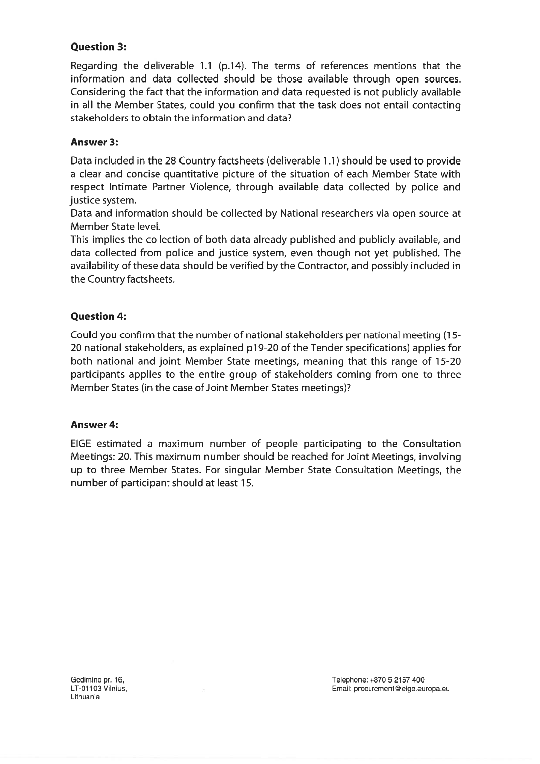### Question 3:

Regarding the deliverable 1.1 (p.14). The terms of references mentions that the information and data collected should be those available through open sources. Considering the fact that the information and data requested is not publicly available in all the Member States, could you confirm that the task does not entail contacting stakeholders to obtain the information and data?

### Answer 3:

Data included in the 28 Country factsheets (deliverable 1.1) should be used to provide a clear and concise quantitative picture of the situation of each Member State with respect Intimate Partner Violence, through available data collected by police and justice system.

Data and information should be collected by National researchers via open source at Member State level.

This implies the collection of both data already published and publicly available, and data collected from police and justice system, even though not yet published. The availability of these data should be verified by the Contractor, and possibly included in the Country factsheets.

### Question 4:

Could you confirm that the number of national stakeholders per national meeting (15-20 national stakeholders, as explained p19-20 of the Tender specifications) applies for both national and joint Member State meetings, meaning that this range of 15-20 participants applies to the entire group of stakeholders coming from one to three Member States (in the case of Joint Member States meetings)?

### Answer 4:

EIGE estimated a maximum number of people participating to the Consultation Meetings: 20. This maximum number should be reached for Joint Meetings, involving up to three Member States. For singular Member State Consultation Meetings, the number of participant should at least 15.